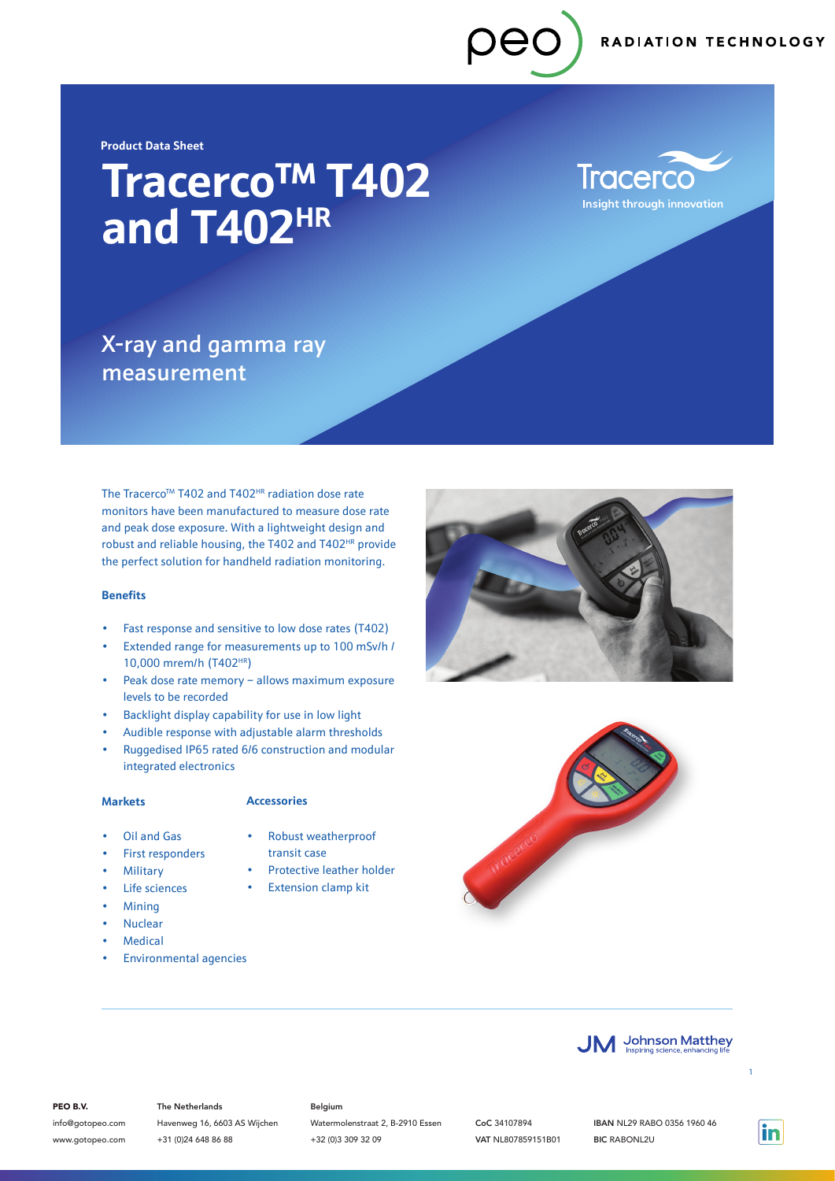Product Data Sheet

# Tracerco™ T402 and T402HR

## X-ray and gamma ray measurement

The Tracerco™ T402 and T402HR radiation dose rate monitors have been manufactured to measure dose rate and peak dose exposure. With a lightweight design and robust and reliable housing, the T402 and T402HR provide the perfect solution for handheld radiation monitoring.

### Benefits

- Fast response and sensitive to low dose rates (T402)
- Extended range for measurements up to 100 mSv/h / 10,000 mrem/h (T402HR)
- Peak dose rate memory – allows maximum exposure levels to be recorded
- Backlight display capability for use in low light
- Audible response with adjustable alarm thresholds
- Ruggedised IP65 rated 6/6 construction and modular integrated electronics

### Markets

- Oil and Gas
- First responders
- Military
- Life sciences
- Mining
- Nuclear
- Medical
- Environmental agencies

### Accessories

- Robust weatherproof transit case
- Protective leather holder
- Extension clamp kit

**PEO B.V.**
info@gotopeo.com
www.gotopeo.com

The Netherlands
Havenweg 16, 6603 AS Wijchen
+31 (0)24 648 86 88

Belgium
Watermolenstraat 2, B-2910 Essen
+32 (0)3 309 32 09

**CoC** 34107894
**VAT** NL807859151B01

**IBAN** NL29 RABO 0356 1960 46
**BIC** RABONL2U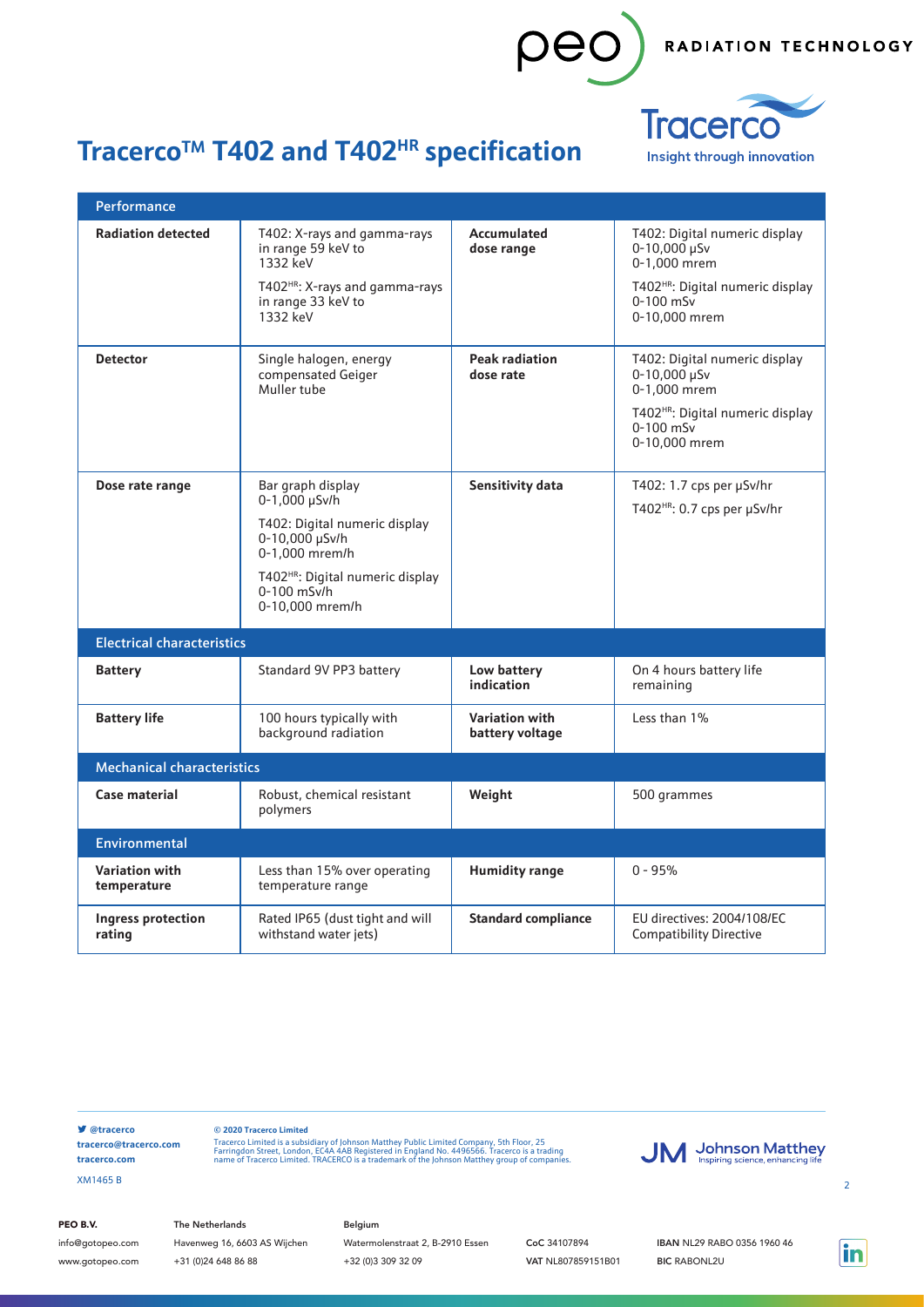# Tracerco™ T402 and T402[HR] specification

| Performance | | | |
|---|---|---|---|
| **Radiation detected** | T402: X-rays and gamma-rays in range 59 keV to 1332 keV<br>T402[HR]: X-rays and gamma-rays in range 33 keV to 1332 keV | **Accumulated dose range** | T402: Digital numeric display 0-10,000 µSv 0-1,000 mrem<br>T402[HR]: Digital numeric display 0-100 mSv 0-10,000 mrem |
| **Detector** | Single halogen, energy compensated Geiger Muller tube | **Peak radiation dose rate** | T402: Digital numeric display 0-10,000 µSv 0-1,000 mrem<br>T402[HR]: Digital numeric display 0-100 mSv 0-10,000 mrem |
| **Dose rate range** | Bar graph display 0-1,000 µSv/h<br>T402: Digital numeric display 0-10,000 µSv/h 0-1,000 mrem/h<br>T402[HR]: Digital numeric display 0-100 mSv/h 0-10,000 mrem/h | **Sensitivity data** | T402: 1.7 cps per µSv/hr<br>T402[HR]: 0.7 cps per µSv/hr |

| Electrical characteristics | | | |
|---|---|---|---|
| **Battery** | Standard 9V PP3 battery | **Low battery indication** | On 4 hours battery life remaining |
| **Battery life** | 100 hours typically with background radiation | **Variation with battery voltage** | Less than 1% |

| Mechanical characteristics | | | |
|---|---|---|---|
| **Case material** | Robust, chemical resistant polymers | **Weight** | 500 grammes |

| Environmental | | | |
|---|---|---|---|
| **Variation with temperature** | Less than 15% over operating temperature range | **Humidity range** | 0 - 95% |
| **Ingress protection rating** | Rated IP65 (dust tight and will withstand water jets) | **Standard compliance** | EU directives: 2004/108/EC Compatibility Directive |

@tracerco
tracerco@tracerco.com
tracerco.com

XM1465 B

© 2020 Tracerco Limited

Tracerco Limited is a subsidiary of Johnson Matthey Public Limited Company, 5th Floor, 25 Farringdon Street, London, EC4A 4AB Registered in England No. 4496566. Tracerco is a trading name of Tracerco Limited. TRACERCO is a trademark of the Johnson Matthey group of companies.

**PEO B.V.**
info@gotopeo.com
www.gotopeo.com

The Netherlands
Havenweg 16, 6603 AS Wijchen
+31 (0)24 648 86 88

Belgium
Watermolenstraat 2, B-2910 Essen
+32 (0)3 309 32 09

CoC 34107894
VAT NL807859151B01

IBAN NL29 RABO 0356 1960 46
BIC RABONL2U